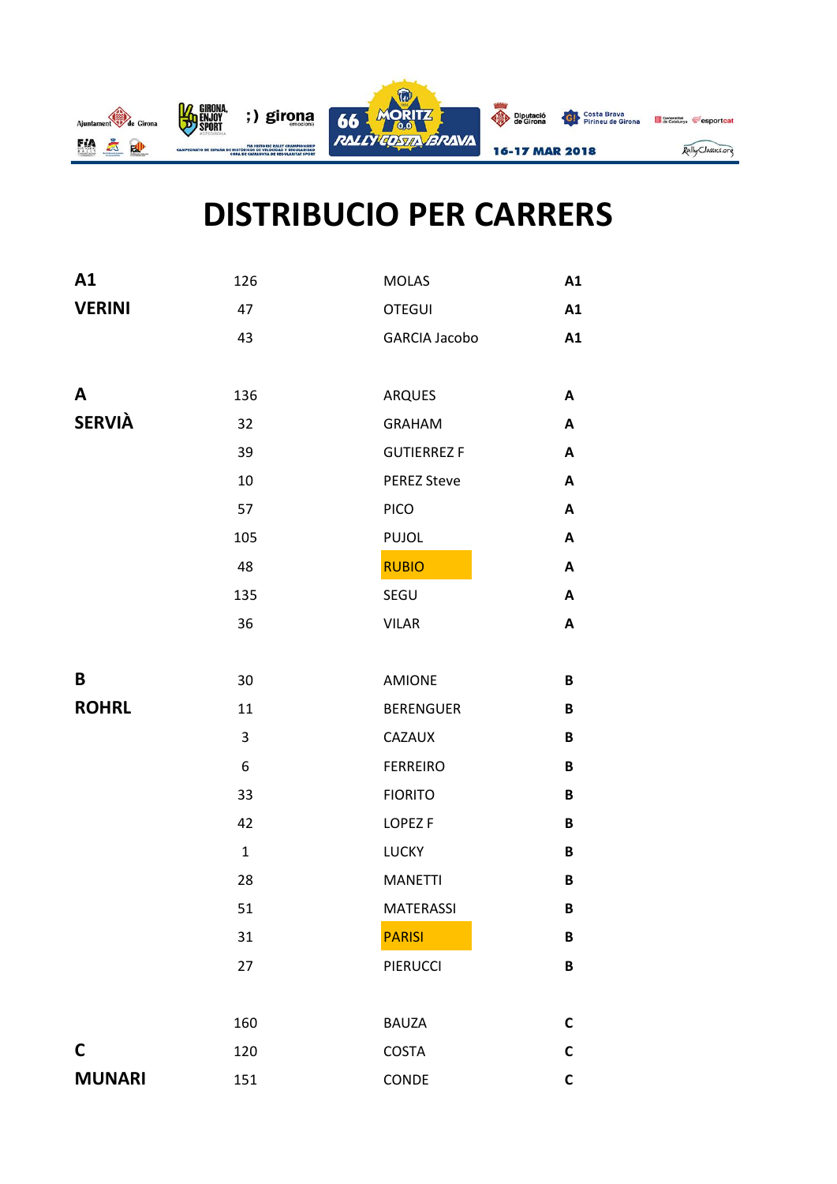# DISTRIBUCIO PER CARRERS

| | | | |
|---|---|---|---|
| **A1** | 126 | MOLAS | **A1** |
| **VERINI** | 47 | OTEGUI | **A1** |
| | 43 | GARCIA Jacobo | **A1** |
| | | | |
| **A** | 136 | ARQUES | **A** |
| **SERVIÀ** | 32 | GRAHAM | **A** |
| | 39 | GUTIERREZ F | **A** |
| | 10 | PEREZ Steve | **A** |
| | 57 | PICO | **A** |
| | 105 | PUJOL | **A** |
| | 48 | RUBIO | **A** |
| | 135 | SEGU | **A** |
| | 36 | VILAR | **A** |
| | | | |
| **B** | 30 | AMIONE | **B** |
| **ROHRL** | 11 | BERENGUER | **B** |
| | 3 | CAZAUX | **B** |
| | 6 | FERREIRO | **B** |
| | 33 | FIORITO | **B** |
| | 42 | LOPEZ F | **B** |
| | 1 | LUCKY | **B** |
| | 28 | MANETTI | **B** |
| | 51 | MATERASSI | **B** |
| | 31 | PARISI | **B** |
| | 27 | PIERUCCI | **B** |
| | | | |
| | 160 | BAUZA | **C** |
| **C** | 120 | COSTA | **C** |
| **MUNARI** | 151 | CONDE | **C** |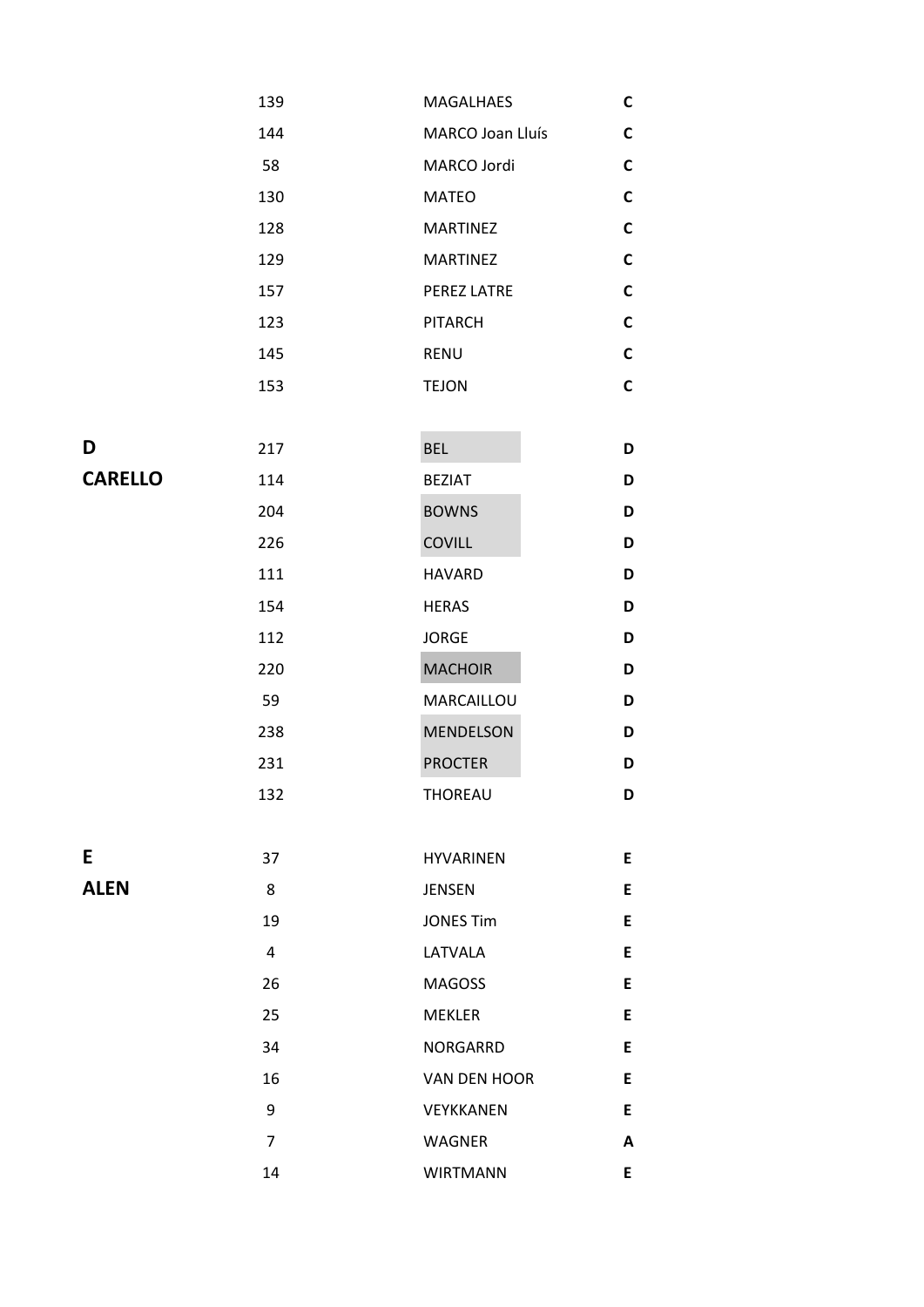| | | | |
|---|---|---|---|
| | 139 | MAGALHAES | **C** |
| | 144 | MARCO Joan Lluís | **C** |
| | 58 | MARCO Jordi | **C** |
| | 130 | MATEO | **C** |
| | 128 | MARTINEZ | **C** |
| | 129 | MARTINEZ | **C** |
| | 157 | PEREZ LATRE | **C** |
| | 123 | PITARCH | **C** |
| | 145 | RENU | **C** |
| | 153 | TEJON | **C** |
| | | | |
| **D** | 217 | BEL | **D** |
| **CARELLO** | 114 | BEZIAT | **D** |
| | 204 | BOWNS | **D** |
| | 226 | COVILL | **D** |
| | 111 | HAVARD | **D** |
| | 154 | HERAS | **D** |
| | 112 | JORGE | **D** |
| | 220 | MACHOIR | **D** |
| | 59 | MARCAILLOU | **D** |
| | 238 | MENDELSON | **D** |
| | 231 | PROCTER | **D** |
| | 132 | THOREAU | **D** |
| | | | |
| **E** | 37 | HYVARINEN | **E** |
| **ALEN** | 8 | JENSEN | **E** |
| | 19 | JONES Tim | **E** |
| | 4 | LATVALA | **E** |
| | 26 | MAGOSS | **E** |
| | 25 | MEKLER | **E** |
| | 34 | NORGARRD | **E** |
| | 16 | VAN DEN HOOR | **E** |
| | 9 | VEYKKANEN | **E** |
| | 7 | WAGNER | **A** |
| | 14 | WIRTMANN | **E** |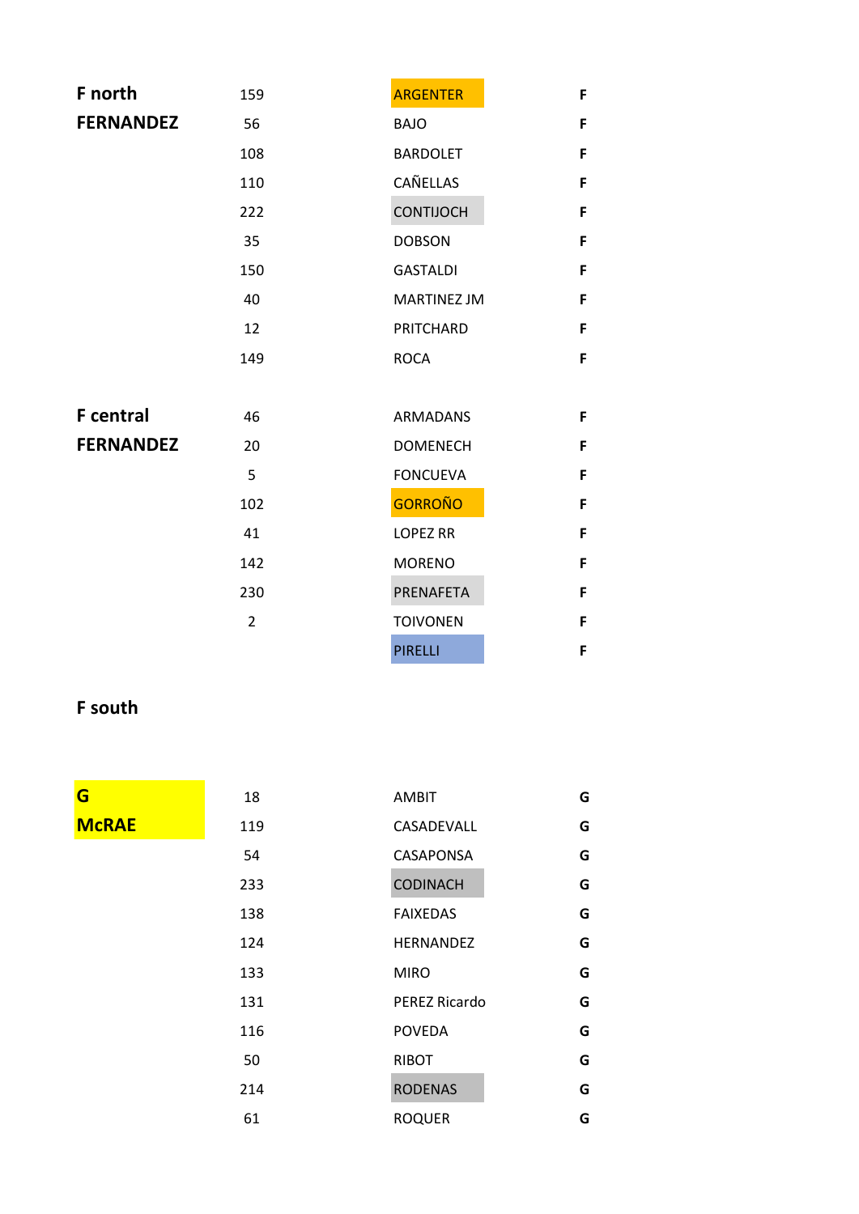| | | | |
|---|---|---|---|
| **F north** | 159 | ARGENTER | **F** |
| **FERNANDEZ** | 56 | BAJO | **F** |
| | 108 | BARDOLET | **F** |
| | 110 | CAÑELLAS | **F** |
| | 222 | CONTIJOCH | **F** |
| | 35 | DOBSON | **F** |
| | 150 | GASTALDI | **F** |
| | 40 | MARTINEZ JM | **F** |
| | 12 | PRITCHARD | **F** |
| | 149 | ROCA | **F** |
| | | | |
| **F central** | 46 | ARMADANS | **F** |
| **FERNANDEZ** | 20 | DOMENECH | **F** |
| | 5 | FONCUEVA | **F** |
| | 102 | GORROÑO | **F** |
| | 41 | LOPEZ RR | **F** |
| | 142 | MORENO | **F** |
| | 230 | PRENAFETA | **F** |
| | 2 | TOIVONEN | **F** |
| | | PIRELLI | **F** |
| | | | |
| **F south** | | | |
| | | | |
| **G** | 18 | AMBIT | **G** |
| **McRAE** | 119 | CASADEVALL | **G** |
| | 54 | CASAPONSA | **G** |
| | 233 | CODINACH | **G** |
| | 138 | FAIXEDAS | **G** |
| | 124 | HERNANDEZ | **G** |
| | 133 | MIRO | **G** |
| | 131 | PEREZ Ricardo | **G** |
| | 116 | POVEDA | **G** |
| | 50 | RIBOT | **G** |
| | 214 | RODENAS | **G** |
| | 61 | ROQUER | **G** |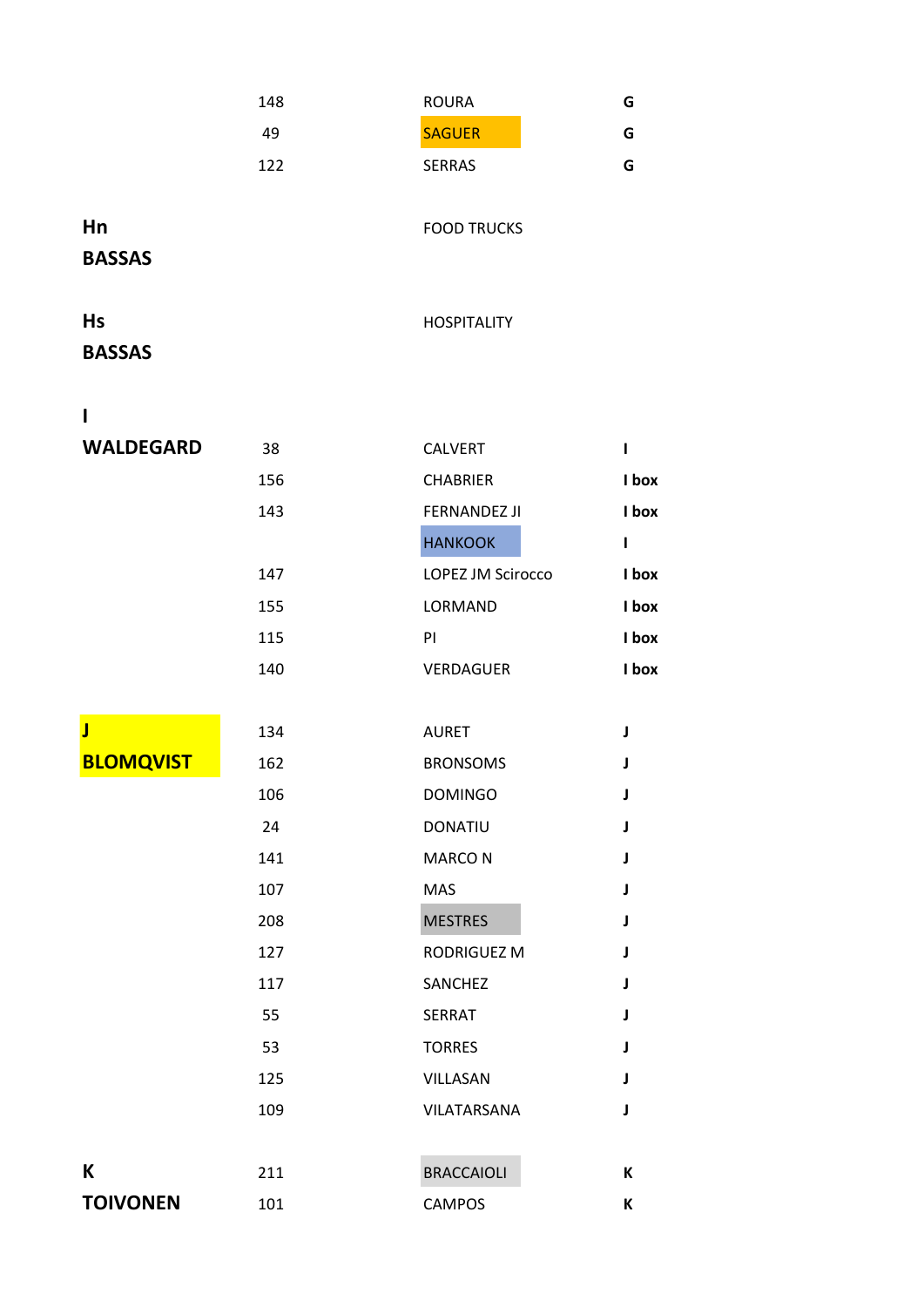| | | | |
|---|---|---|---|
| | 148 | ROURA | **G** |
| | 49 | SAGUER | **G** |
| | 122 | SERRAS | **G** |
| | | | |
| **Hn BASSAS** | | FOOD TRUCKS | |
| | | | |
| **Hs BASSAS** | | HOSPITALITY | |
| | | | |
| **I WALDEGARD** | 38 | CALVERT | **I** |
| | 156 | CHABRIER | **I box** |
| | 143 | FERNANDEZ JI | **I box** |
| | | HANKOOK | **I** |
| | 147 | LOPEZ JM Scirocco | **I box** |
| | 155 | LORMAND | **I box** |
| | 115 | PI | **I box** |
| | 140 | VERDAGUER | **I box** |
| | | | |
| **J BLOMQVIST** | 134 | AURET | **J** |
| | 162 | BRONSOMS | **J** |
| | 106 | DOMINGO | **J** |
| | 24 | DONATIU | **J** |
| | 141 | MARCO N | **J** |
| | 107 | MAS | **J** |
| | 208 | MESTRES | **J** |
| | 127 | RODRIGUEZ M | **J** |
| | 117 | SANCHEZ | **J** |
| | 55 | SERRAT | **J** |
| | 53 | TORRES | **J** |
| | 125 | VILLASAN | **J** |
| | 109 | VILATARSANA | **J** |
| | | | |
| **K TOIVONEN** | 211 | BRACCAIOLI | **K** |
| | 101 | CAMPOS | **K** |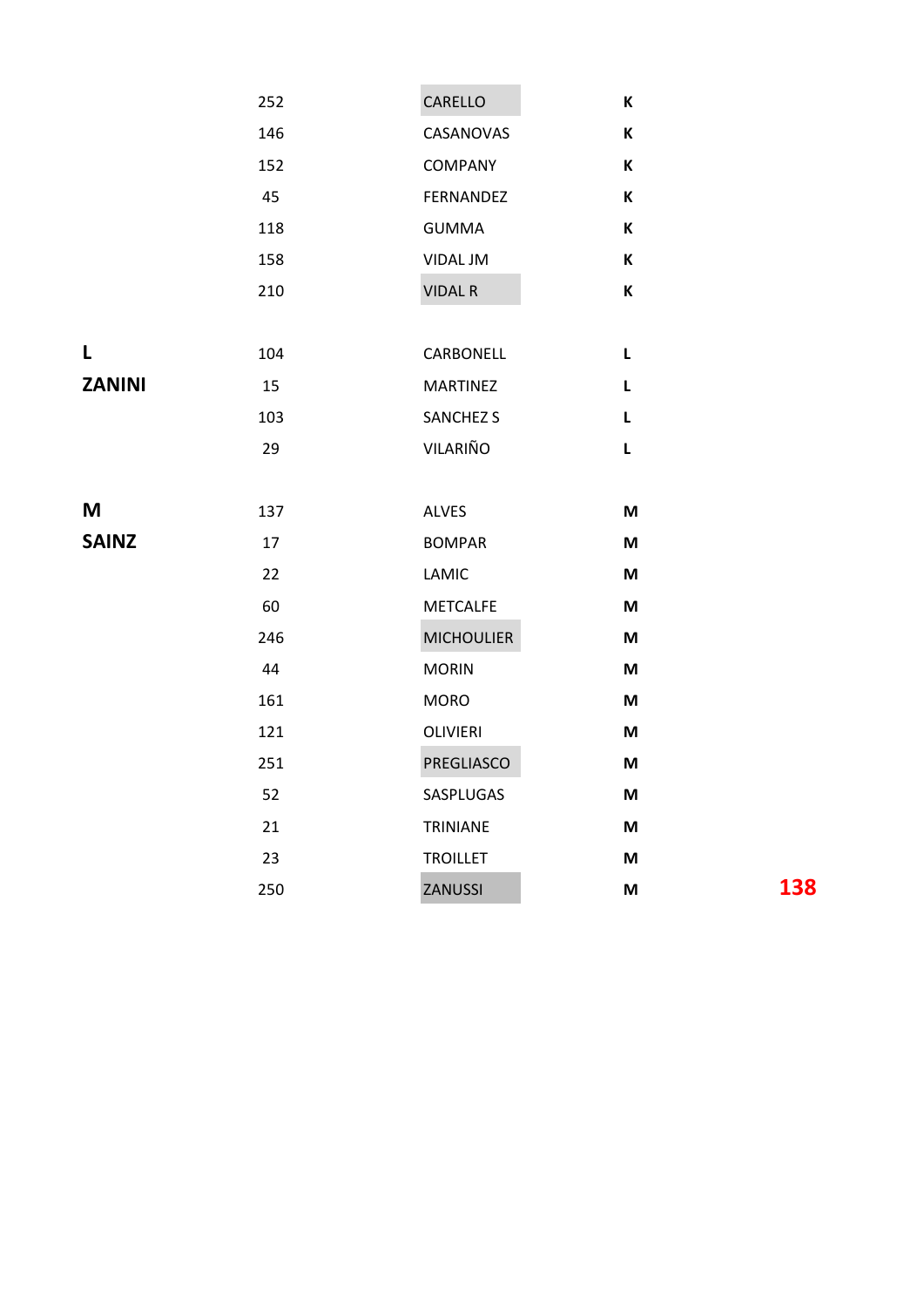| | | | | |
|---|---|---|---|---|
| | 252 | CARELLO | K | |
| | 146 | CASANOVAS | K | |
| | 152 | COMPANY | K | |
| | 45 | FERNANDEZ | K | |
| | 118 | GUMMA | K | |
| | 158 | VIDAL JM | K | |
| | 210 | VIDAL R | K | |
| | | | | |
| **L** | 104 | CARBONELL | L | |
| **ZANINI** | 15 | MARTINEZ | L | |
| | 103 | SANCHEZ S | L | |
| | 29 | VILARIÑO | L | |
| | | | | |
| **M** | 137 | ALVES | M | |
| **SAINZ** | 17 | BOMPAR | M | |
| | 22 | LAMIC | M | |
| | 60 | METCALFE | M | |
| | 246 | MICHOULIER | M | |
| | 44 | MORIN | M | |
| | 161 | MORO | M | |
| | 121 | OLIVIERI | M | |
| | 251 | PREGLIASCO | M | |
| | 52 | SASPLUGAS | M | |
| | 21 | TRINIANE | M | |
| | 23 | TROILLET | M | |
| | 250 | ZANUSSI | M | **138** |